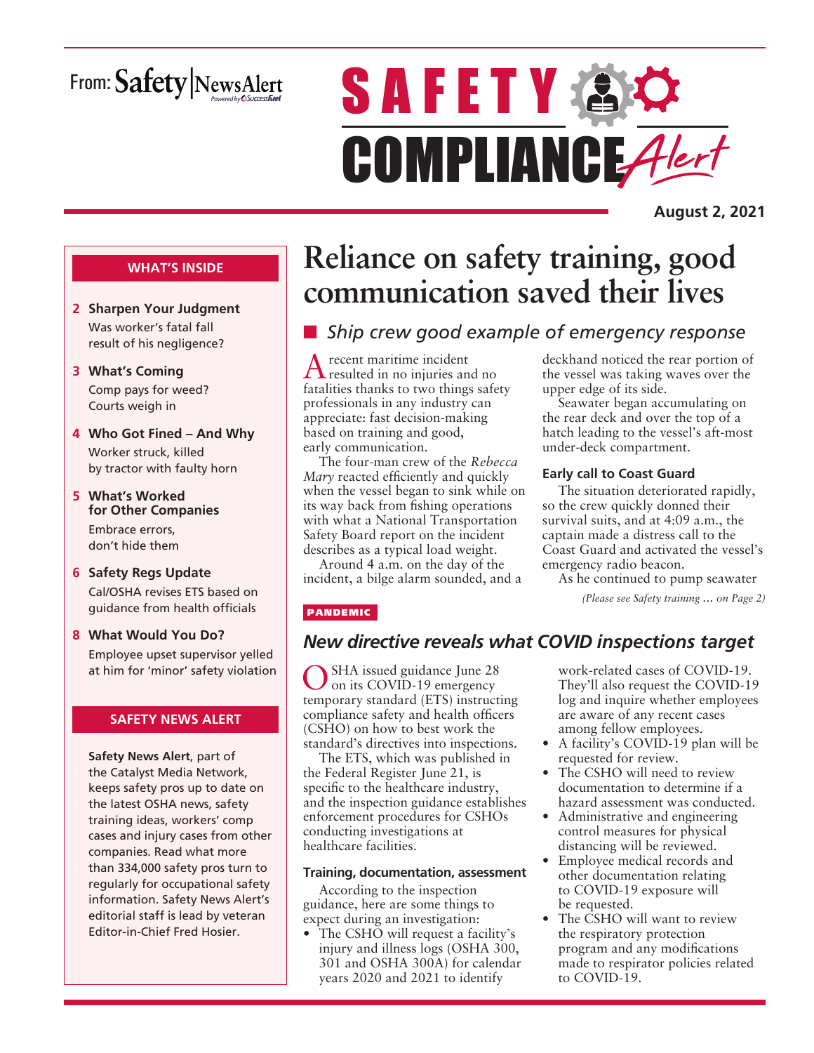From: Safety|NewsAlert

# SAFETY COMPLIANCE Alert

**August 2, 2021**

**WHAT'S INSIDE**

- **2 Sharpen Your Judgment** Was worker's fatal fall result of his negligence?
- **3 What's Coming** Comp pays for weed? Courts weigh in
- **4 Who Got Fined – And Why** Worker struck, killed by tractor with faulty horn
- **5 What's Worked for Other Companies** Embrace errors, don't hide them
- **6 Safety Regs Update** Cal/OSHA revises ETS based on guidance from health officials
- **8 What Would You Do?** Employee upset supervisor yelled at him for 'minor' safety violation

**SAFETY NEWS ALERT**

**Safety News Alert**, part of the Catalyst Media Network, keeps safety pros up to date on the latest OSHA news, safety training ideas, workers' comp cases and injury cases from other companies. Read what more than 334,000 safety pros turn to regularly for occupational safety information. Safety News Alert's editorial staff is lead by veteran Editor-in-Chief Fred Hosier.

# Reliance on safety training, good communication saved their lives

## *Ship crew good example of emergency response*

A recent maritime incident resulted in no injuries and no fatalities thanks to two things safety professionals in any industry can appreciate: fast decision-making based on training and good, early communication.

The four-man crew of the *Rebecca Mary* reacted efficiently and quickly when the vessel began to sink while on its way back from fishing operations with what a National Transportation Safety Board report on the incident describes as a typical load weight.

Around 4 a.m. on the day of the incident, a bilge alarm sounded, and a deckhand noticed the rear portion of the vessel was taking waves over the upper edge of its side.

Seawater began accumulating on the rear deck and over the top of a hatch leading to the vessel's aft-most under-deck compartment.

### Early call to Coast Guard

The situation deteriorated rapidly, so the crew quickly donned their survival suits, and at 4:09 a.m., the captain made a distress call to the Coast Guard and activated the vessel's emergency radio beacon.

As he continued to pump seawater

*(Please see Safety training … on Page 2)*

PANDEMIC

## *New directive reveals what COVID inspections target*

OSHA issued guidance June 28 on its COVID-19 emergency temporary standard (ETS) instructing compliance safety and health officers (CSHO) on how to best work the standard's directives into inspections.

The ETS, which was published in the Federal Register June 21, is specific to the healthcare industry, and the inspection guidance establishes enforcement procedures for CSHOs conducting investigations at healthcare facilities.

### Training, documentation, assessment

According to the inspection guidance, here are some things to expect during an investigation:

- The CSHO will request a facility's injury and illness logs (OSHA 300, 301 and OSHA 300A) for calendar years 2020 and 2021 to identify work-related cases of COVID-19. They'll also request the COVID-19 log and inquire whether employees are aware of any recent cases among fellow employees.
- A facility's COVID-19 plan will be requested for review.
- The CSHO will need to review documentation to determine if a hazard assessment was conducted.
- Administrative and engineering control measures for physical distancing will be reviewed.
- Employee medical records and other documentation relating to COVID-19 exposure will be requested.
- The CSHO will want to review the respiratory protection program and any modifications made to respirator policies related to COVID-19.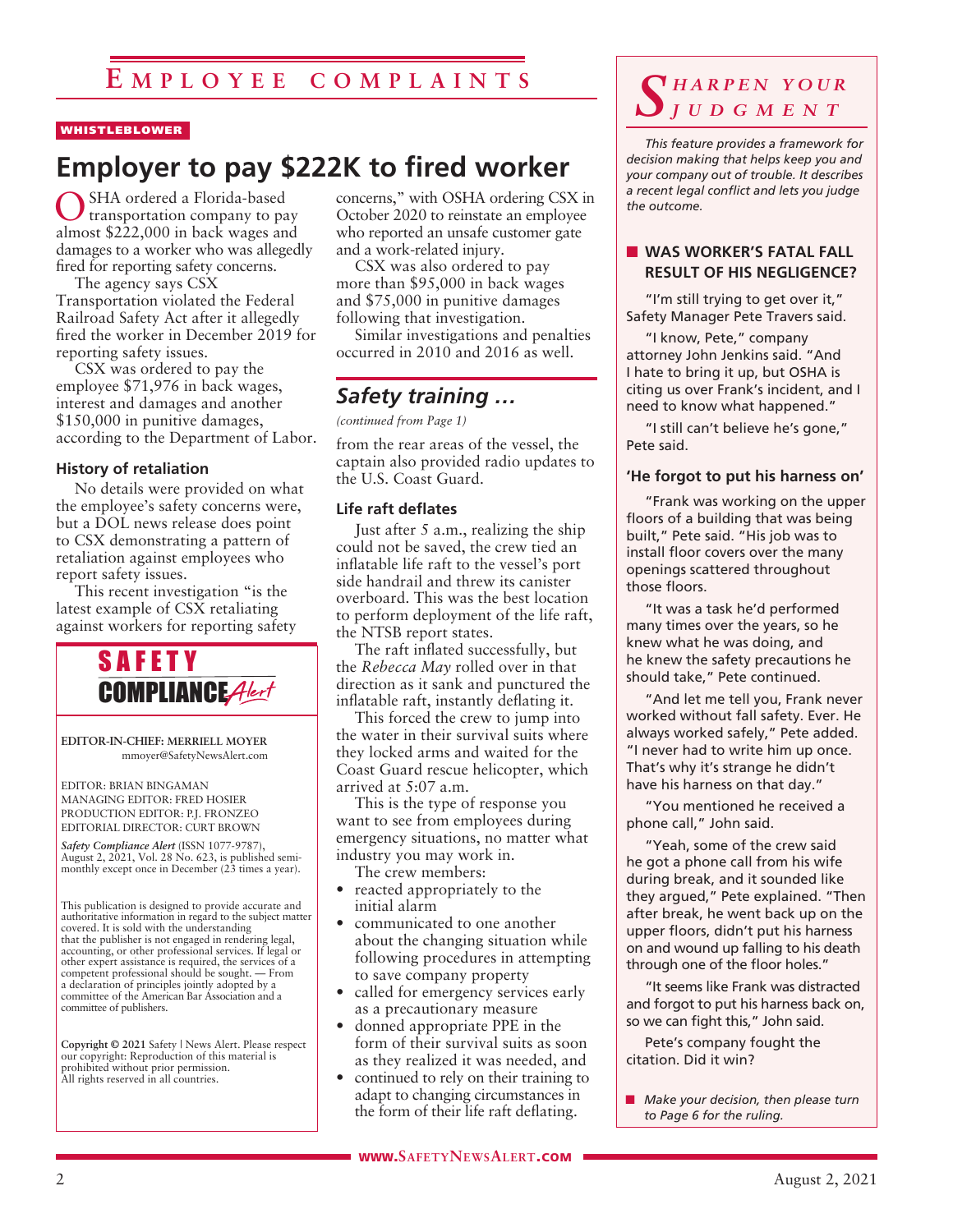# Employee complaints

WHISTLEBLOWER

## Employer to pay $222K to fired worker

OSHA ordered a Florida-based transportation company to pay almost $222,000 in back wages and damages to a worker who was allegedly fired for reporting safety concerns.

The agency says CSX Transportation violated the Federal Railroad Safety Act after it allegedly fired the worker in December 2019 for reporting safety issues.

CSX was ordered to pay the employee $71,976 in back wages, interest and damages and another $150,000 in punitive damages, according to the Department of Labor.

### History of retaliation

No details were provided on what the employee's safety concerns were, but a DOL news release does point to CSX demonstrating a pattern of retaliation against employees who report safety issues.

This recent investigation "is the latest example of CSX retaliating against workers for reporting safety concerns," with OSHA ordering CSX in October 2020 to reinstate an employee who reported an unsafe customer gate and a work-related injury.

CSX was also ordered to pay more than $95,000 in back wages and $75,000 in punitive damages following that investigation.

Similar investigations and penalties occurred in 2010 and 2016 as well.

## *Safety training …*

*(continued from Page 1)*

from the rear areas of the vessel, the captain also provided radio updates to the U.S. Coast Guard.

### Life raft deflates

Just after 5 a.m., realizing the ship could not be saved, the crew tied an inflatable life raft to the vessel's port side handrail and threw its canister overboard. This was the best location to perform deployment of the life raft, the NTSB report states.

The raft inflated successfully, but the *Rebecca May* rolled over in that direction as it sank and punctured the inflatable raft, instantly deflating it.

This forced the crew to jump into the water in their survival suits where they locked arms and waited for the Coast Guard rescue helicopter, which arrived at 5:07 a.m.

This is the type of response you want to see from employees during emergency situations, no matter what industry you may work in.

The crew members:

- reacted appropriately to the initial alarm
- communicated to one another about the changing situation while following procedures in attempting to save company property
- called for emergency services early as a precautionary measure
- donned appropriate PPE in the form of their survival suits as soon as they realized it was needed, and
- continued to rely on their training to adapt to changing circumstances in the form of their life raft deflating.

---

**SAFETY COMPLIANCE *Alert***

EDITOR-IN-CHIEF: MERRIELL MOYER
mmoyer@SafetyNewsAlert.com

EDITOR: BRIAN BINGAMAN
MANAGING EDITOR: FRED HOSIER
PRODUCTION EDITOR: P.J. FRONZEO
EDITORIAL DIRECTOR: CURT BROWN

*Safety Compliance Alert* (ISSN 1077-9787), August 2, 2021, Vol. 28 No. 623, is published semi-monthly except once in December (23 times a year).

This publication is designed to provide accurate and authoritative information in regard to the subject matter covered. It is sold with the understanding that the publisher is not engaged in rendering legal, accounting, or other professional services. If legal or other expert assistance is required, the services of a competent professional should be sought. — From a declaration of principles jointly adopted by a committee of the American Bar Association and a committee of publishers.

**Copyright © 2021** Safety | News Alert. Please respect our copyright: Reproduction of this material is prohibited without prior permission. All rights reserved in all countries.

---

# *Sharpen your judgment*

*This feature provides a framework for decision making that helps keep you and your company out of trouble. It describes a recent legal conflict and lets you judge the outcome.*

### WAS WORKER'S FATAL FALL RESULT OF HIS NEGLIGENCE?

"I'm still trying to get over it," Safety Manager Pete Travers said.

"I know, Pete," company attorney John Jenkins said. "And I hate to bring it up, but OSHA is citing us over Frank's incident, and I need to know what happened."

"I still can't believe he's gone," Pete said.

### 'He forgot to put his harness on'

"Frank was working on the upper floors of a building that was being built," Pete said. "His job was to install floor covers over the many openings scattered throughout those floors.

"It was a task he'd performed many times over the years, so he knew what he was doing, and he knew the safety precautions he should take," Pete continued.

"And let me tell you, Frank never worked without fall safety. Ever. He always worked safely," Pete added. "I never had to write him up once. That's why it's strange he didn't have his harness on that day."

"You mentioned he received a phone call," John said.

"Yeah, some of the crew said he got a phone call from his wife during break, and it sounded like they argued," Pete explained. "Then after break, he went back up on the upper floors, didn't put his harness on and wound up falling to his death through one of the floor holes."

"It seems like Frank was distracted and forgot to put his harness back on, so we can fight this," John said.

Pete's company fought the citation. Did it win?

- *Make your decision, then please turn to Page 6 for the ruling.*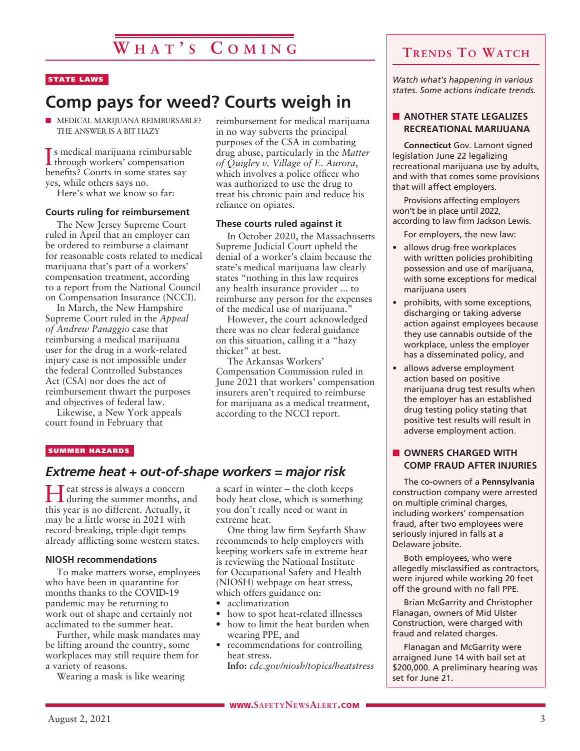# What's Coming

STATE LAWS

## Comp pays for weed? Courts weigh in

■ MEDICAL MARIJUANA REIMBURSABLE? THE ANSWER IS A BIT HAZY

Is medical marijuana reimbursable through workers' compensation benefits? Courts in some states say yes, while others says no.

Here's what we know so far:

### Courts ruling for reimbursement

The New Jersey Supreme Court ruled in April that an employer can be ordered to reimburse a claimant for reasonable costs related to medical marijuana that's part of a workers' compensation treatment, according to a report from the National Council on Compensation Insurance (NCCI).

In March, the New Hampshire Supreme Court ruled in the *Appeal of Andrew Panaggio* case that reimbursing a medical marijuana user for the drug in a work-related injury case is not impossible under the federal Controlled Substances Act (CSA) nor does the act of reimbursement thwart the purposes and objectives of federal law.

Likewise, a New York appeals court found in February that reimbursement for medical marijuana in no way subverts the principal purposes of the CSA in combating drug abuse, particularly in the *Matter of Quigley v. Village of E. Aurora*, which involves a police officer who was authorized to use the drug to treat his chronic pain and reduce his reliance on opiates.

### These courts ruled against it

In October 2020, the Massachusetts Supreme Judicial Court upheld the denial of a worker's claim because the state's medical marijuana law clearly states "nothing in this law requires any health insurance provider ... to reimburse any person for the expenses of the medical use of marijuana."

However, the court acknowledged there was no clear federal guidance on this situation, calling it a "hazy thicket" at best.

The Arkansas Workers' Compensation Commission ruled in June 2021 that workers' compensation insurers aren't required to reimburse for marijuana as a medical treatment, according to the NCCI report.

SUMMER HAZARDS

## *Extreme heat + out-of-shape workers = major risk*

Heat stress is always a concern during the summer months, and this year is no different. Actually, it may be a little worse in 2021 with record-breaking, triple-digit temps already afflicting some western states.

### NIOSH recommendations

To make matters worse, employees who have been in quarantine for months thanks to the COVID-19 pandemic may be returning to work out of shape and certainly not acclimated to the summer heat.

Further, while mask mandates may be lifting around the country, some workplaces may still require them for a variety of reasons.

Wearing a mask is like wearing a scarf in winter – the cloth keeps body heat close, which is something you don't really need or want in extreme heat.

One thing law firm Seyfarth Shaw recommends to help employers with keeping workers safe in extreme heat is reviewing the National Institute for Occupational Safety and Health (NIOSH) webpage on heat stress, which offers guidance on:

- acclimatization
- how to spot heat-related illnesses
- how to limit the heat burden when wearing PPE, and
- recommendations for controlling heat stress.

**Info:** *cdc.gov/niosh/topics/heatstress*

## Trends To Watch

*Watch what's happening in various states. Some actions indicate trends.*

### ■ ANOTHER STATE LEGALIZES RECREATIONAL MARIJUANA

**Connecticut** Gov. Lamont signed legislation June 22 legalizing recreational marijuana use by adults, and with that comes some provisions that will affect employers.

Provisions affecting employers won't be in place until 2022, according to law firm Jackson Lewis.

For employers, the new law:

- allows drug-free workplaces with written policies prohibiting possession and use of marijuana, with some exceptions for medical marijuana users
- prohibits, with some exceptions, discharging or taking adverse action against employees because they use cannabis outside of the workplace, unless the employer has a disseminated policy, and
- allows adverse employment action based on positive marijuana drug test results when the employer has an established drug testing policy stating that positive test results will result in adverse employment action.

### ■ OWNERS CHARGED WITH COMP FRAUD AFTER INJURIES

The co-owners of a **Pennsylvania** construction company were arrested on multiple criminal charges, including workers' compensation fraud, after two employees were seriously injured in falls at a Delaware jobsite.

Both employees, who were allegedly misclassified as contractors, were injured while working 20 feet off the ground with no fall PPE.

Brian McGarrity and Christopher Flanagan, owners of Mid Ulster Construction, were charged with fraud and related charges.

Flanagan and McGarrity were arraigned June 14 with bail set at $200,000. A preliminary hearing was set for June 21.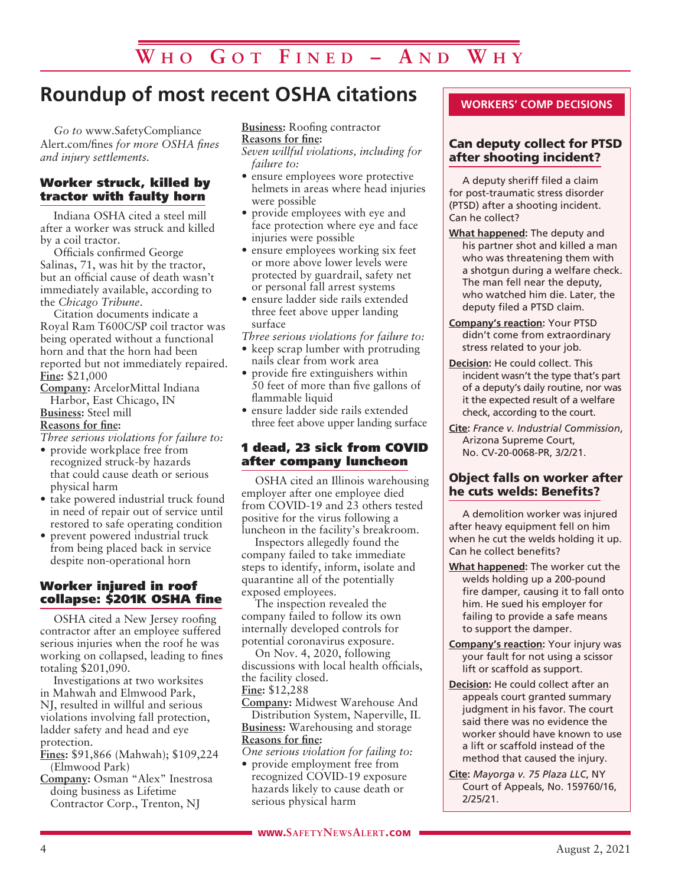# Who Got Fined – And Why

## Roundup of most recent OSHA citations

*Go to* www.SafetyComplianceAlert.com/fines *for more OSHA fines and injury settlements.*

### Worker struck, killed by tractor with faulty horn

Indiana OSHA cited a steel mill after a worker was struck and killed by a coil tractor.

Officials confirmed George Salinas, 71, was hit by the tractor, but an official cause of death wasn't immediately available, according to the *Chicago Tribune*.

Citation documents indicate a Royal Ram T600C/SP coil tractor was being operated without a functional horn and that the horn had been reported but not immediately repaired.

**Fine:** $21,000

**Company:** ArcelorMittal Indiana Harbor, East Chicago, IN

**Business:** Steel mill

**Reasons for fine:**

*Three serious violations for failure to:*

- provide workplace free from recognized struck-by hazards that could cause death or serious physical harm
- take powered industrial truck found in need of repair out of service until restored to safe operating condition
- prevent powered industrial truck from being placed back in service despite non-operational horn

### Worker injured in roof collapse: $201K OSHA fine

OSHA cited a New Jersey roofing contractor after an employee suffered serious injuries when the roof he was working on collapsed, leading to fines totaling $201,090.

Investigations at two worksites in Mahwah and Elmwood Park, NJ, resulted in willful and serious violations involving fall protection, ladder safety and head and eye protection.

**Fines:** $91,866 (Mahwah); $109,224 (Elmwood Park)

**Company:** Osman "Alex" Inestrosa doing business as Lifetime Contractor Corp., Trenton, NJ

**Business:** Roofing contractor

**Reasons for fine:**

*Seven willful violations, including for failure to:*

- ensure employees wore protective helmets in areas where head injuries were possible
- provide employees with eye and face protection where eye and face injuries were possible
- ensure employees working six feet or more above lower levels were protected by guardrail, safety net or personal fall arrest systems
- ensure ladder side rails extended three feet above upper landing surface

*Three serious violations for failure to:*

- keep scrap lumber with protruding nails clear from work area
- provide fire extinguishers within 50 feet of more than five gallons of flammable liquid
- ensure ladder side rails extended three feet above upper landing surface

### 1 dead, 23 sick from COVID after company luncheon

OSHA cited an Illinois warehousing employer after one employee died from COVID-19 and 23 others tested positive for the virus following a luncheon in the facility's breakroom.

Inspectors allegedly found the company failed to take immediate steps to identify, inform, isolate and quarantine all of the potentially exposed employees.

The inspection revealed the company failed to follow its own internally developed controls for potential coronavirus exposure.

On Nov. 4, 2020, following discussions with local health officials, the facility closed.

**Fine:** $12,288

**Company:** Midwest Warehouse And Distribution System, Naperville, IL

**Business:** Warehousing and storage

**Reasons for fine:**

*One serious violation for failing to:*

- provide employment free from recognized COVID-19 exposure hazards likely to cause death or serious physical harm

## WORKERS' COMP DECISIONS

### Can deputy collect for PTSD after shooting incident?

A deputy sheriff filed a claim for post-traumatic stress disorder (PTSD) after a shooting incident. Can he collect?

**What happened:** The deputy and his partner shot and killed a man who was threatening them with a shotgun during a welfare check. The man fell near the deputy, who watched him die. Later, the deputy filed a PTSD claim.

**Company's reaction:** Your PTSD didn't come from extraordinary stress related to your job.

**Decision:** He could collect. This incident wasn't the type that's part of a deputy's daily routine, nor was it the expected result of a welfare check, according to the court.

**Cite:** *France v. Industrial Commission*, Arizona Supreme Court, No. CV-20-0068-PR, 3/2/21.

### Object falls on worker after he cuts welds: Benefits?

A demolition worker was injured after heavy equipment fell on him when he cut the welds holding it up. Can he collect benefits?

**What happened:** The worker cut the welds holding up a 200-pound fire damper, causing it to fall onto him. He sued his employer for failing to provide a safe means to support the damper.

**Company's reaction:** Your injury was your fault for not using a scissor lift or scaffold as support.

**Decision:** He could collect after an appeals court granted summary judgment in his favor. The court said there was no evidence the worker should have known to use a lift or scaffold instead of the method that caused the injury.

**Cite:** *Mayorga v. 75 Plaza LLC*, NY Court of Appeals, No. 159760/16, 2/25/21.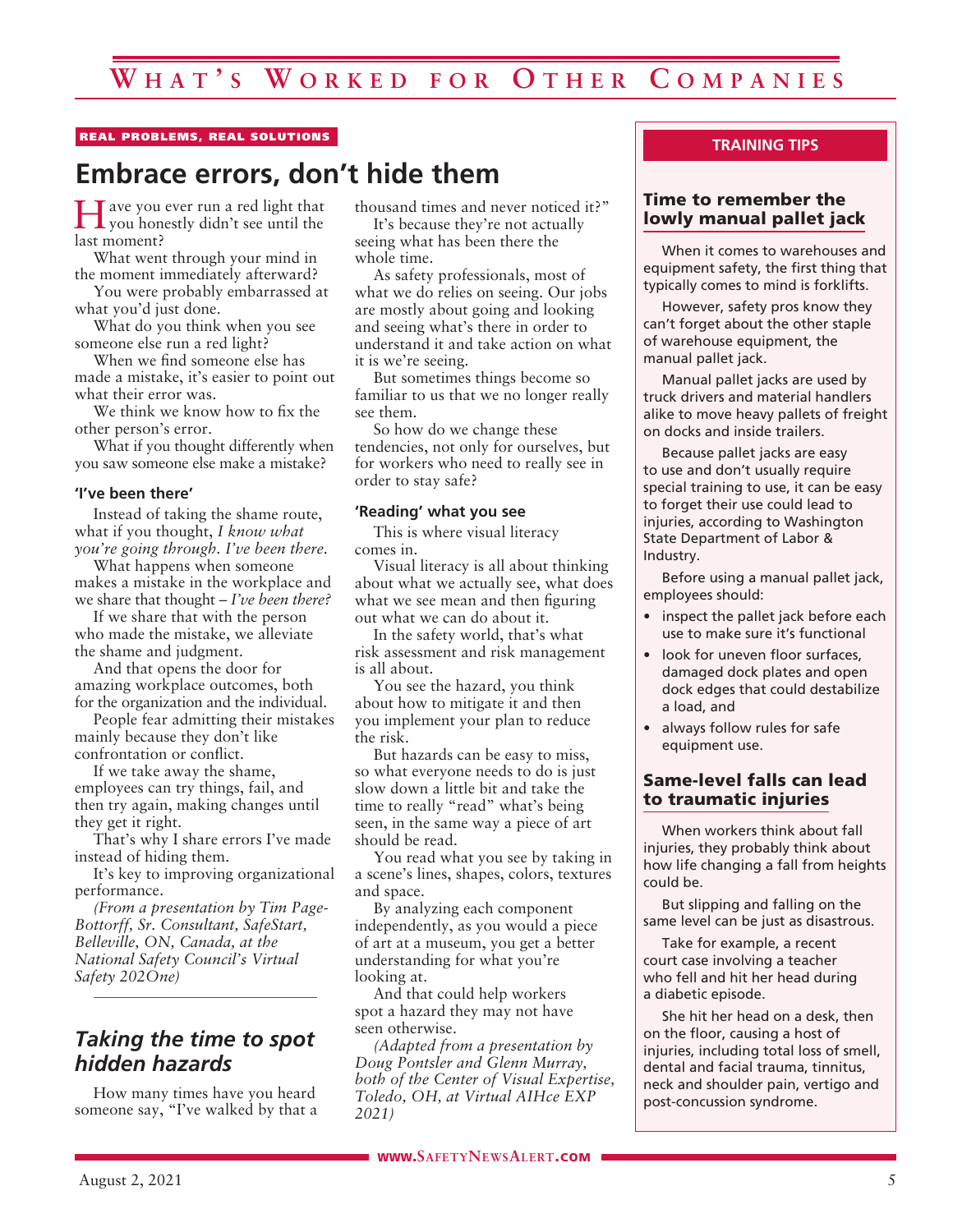# What's Worked for Other Companies

REAL PROBLEMS, REAL SOLUTIONS

## Embrace errors, don't hide them

Have you ever run a red light that you honestly didn't see until the last moment?

What went through your mind in the moment immediately afterward?

You were probably embarrassed at what you'd just done.

What do you think when you see someone else run a red light?

When we find someone else has made a mistake, it's easier to point out what their error was.

We think we know how to fix the other person's error.

What if you thought differently when you saw someone else make a mistake?

### 'I've been there'

Instead of taking the shame route, what if you thought, *I know what you're going through. I've been there.*

What happens when someone makes a mistake in the workplace and we share that thought – *I've been there?*

If we share that with the person who made the mistake, we alleviate the shame and judgment.

And that opens the door for amazing workplace outcomes, both for the organization and the individual.

People fear admitting their mistakes mainly because they don't like confrontation or conflict.

If we take away the shame, employees can try things, fail, and then try again, making changes until they get it right.

That's why I share errors I've made instead of hiding them.

It's key to improving organizational performance.

*(From a presentation by Tim Page-Bottorff, Sr. Consultant, SafeStart, Belleville, ON, Canada, at the National Safety Council's Virtual Safety 202One)*

## Taking the time to spot hidden hazards

How many times have you heard someone say, "I've walked by that a thousand times and never noticed it?"

It's because they're not actually seeing what has been there the whole time.

As safety professionals, most of what we do relies on seeing. Our jobs are mostly about going and looking and seeing what's there in order to understand it and take action on what it is we're seeing.

But sometimes things become so familiar to us that we no longer really see them.

So how do we change these tendencies, not only for ourselves, but for workers who need to really see in order to stay safe?

### 'Reading' what you see

This is where visual literacy comes in.

Visual literacy is all about thinking about what we actually see, what does what we see mean and then figuring out what we can do about it.

In the safety world, that's what risk assessment and risk management is all about.

You see the hazard, you think about how to mitigate it and then you implement your plan to reduce the risk.

But hazards can be easy to miss, so what everyone needs to do is just slow down a little bit and take the time to really "read" what's being seen, in the same way a piece of art should be read.

You read what you see by taking in a scene's lines, shapes, colors, textures and space.

By analyzing each component independently, as you would a piece of art at a museum, you get a better understanding for what you're looking at.

And that could help workers spot a hazard they may not have seen otherwise.

*(Adapted from a presentation by Doug Pontsler and Glenn Murray, both of the Center of Visual Expertise, Toledo, OH, at Virtual AIHce EXP 2021)*

---

**TRAINING TIPS**

### Time to remember the lowly manual pallet jack

When it comes to warehouses and equipment safety, the first thing that typically comes to mind is forklifts.

However, safety pros know they can't forget about the other staple of warehouse equipment, the manual pallet jack.

Manual pallet jacks are used by truck drivers and material handlers alike to move heavy pallets of freight on docks and inside trailers.

Because pallet jacks are easy to use and don't usually require special training to use, it can be easy to forget their use could lead to injuries, according to Washington State Department of Labor & Industry.

Before using a manual pallet jack, employees should:

- inspect the pallet jack before each use to make sure it's functional
- look for uneven floor surfaces, damaged dock plates and open dock edges that could destabilize a load, and
- always follow rules for safe equipment use.

### Same-level falls can lead to traumatic injuries

When workers think about fall injuries, they probably think about how life changing a fall from heights could be.

But slipping and falling on the same level can be just as disastrous.

Take for example, a recent court case involving a teacher who fell and hit her head during a diabetic episode.

She hit her head on a desk, then on the floor, causing a host of injuries, including total loss of smell, dental and facial trauma, tinnitus, neck and shoulder pain, vertigo and post-concussion syndrome.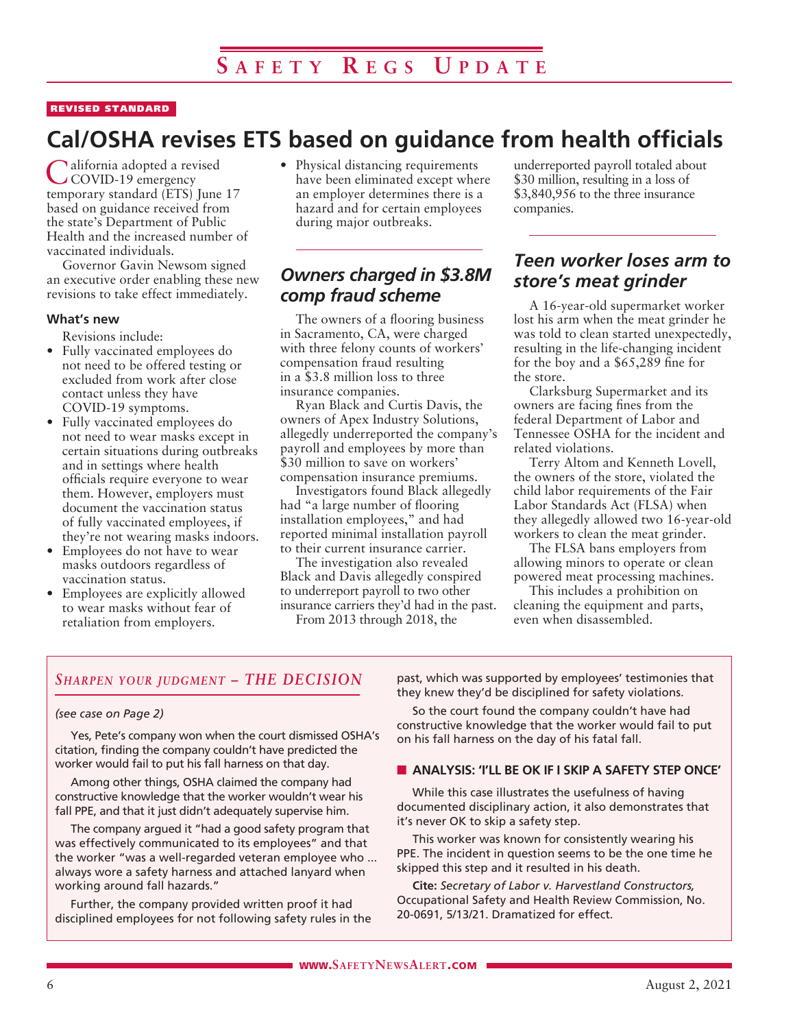REVISED STANDARD

# Cal/OSHA revises ETS based on guidance from health officials

California adopted a revised COVID-19 emergency temporary standard (ETS) June 17 based on guidance received from the state's Department of Public Health and the increased number of vaccinated individuals.

Governor Gavin Newsom signed an executive order enabling these new revisions to take effect immediately.

**What's new**

Revisions include:

- Fully vaccinated employees do not need to be offered testing or excluded from work after close contact unless they have COVID-19 symptoms.
- Fully vaccinated employees do not need to wear masks except in certain situations during outbreaks and in settings where health officials require everyone to wear them. However, employers must document the vaccination status of fully vaccinated employees, if they're not wearing masks indoors.
- Employees do not have to wear masks outdoors regardless of vaccination status.
- Employees are explicitly allowed to wear masks without fear of retaliation from employers.
- Physical distancing requirements have been eliminated except where an employer determines there is a hazard and for certain employees during major outbreaks.

## *Owners charged in $3.8M comp fraud scheme*

The owners of a flooring business in Sacramento, CA, were charged with three felony counts of workers' compensation fraud resulting in a $3.8 million loss to three insurance companies.

Ryan Black and Curtis Davis, the owners of Apex Industry Solutions, allegedly underreported the company's payroll and employees by more than $30 million to save on workers' compensation insurance premiums.

Investigators found Black allegedly had "a large number of flooring installation employees," and had reported minimal installation payroll to their current insurance carrier.

The investigation also revealed Black and Davis allegedly conspired to underreport payroll to two other insurance carriers they'd had in the past.

From 2013 through 2018, the underreported payroll totaled about $30 million, resulting in a loss of $3,840,956 to the three insurance companies.

## *Teen worker loses arm to store's meat grinder*

A 16-year-old supermarket worker lost his arm when the meat grinder he was told to clean started unexpectedly, resulting in the life-changing incident for the boy and a $65,289 fine for the store.

Clarksburg Supermarket and its owners are facing fines from the federal Department of Labor and Tennessee OSHA for the incident and related violations.

Terry Altom and Kenneth Lovell, the owners of the store, violated the child labor requirements of the Fair Labor Standards Act (FLSA) when they allegedly allowed two 16-year-old workers to clean the meat grinder.

The FLSA bans employers from allowing minors to operate or clean powered meat processing machines.

This includes a prohibition on cleaning the equipment and parts, even when disassembled.

## *Sharpen your judgment – THE DECISION*

*(see case on Page 2)*

Yes, Pete's company won when the court dismissed OSHA's citation, finding the company couldn't have predicted the worker would fail to put his fall harness on that day.

Among other things, OSHA claimed the company had constructive knowledge that the worker wouldn't wear his fall PPE, and that it just didn't adequately supervise him.

The company argued it "had a good safety program that was effectively communicated to its employees" and that the worker "was a well-regarded veteran employee who ... always wore a safety harness and attached lanyard when working around fall hazards."

Further, the company provided written proof it had disciplined employees for not following safety rules in the past, which was supported by employees' testimonies that they knew they'd be disciplined for safety violations.

So the court found the company couldn't have had constructive knowledge that the worker would fail to put on his fall harness on the day of his fatal fall.

### ANALYSIS: 'I'LL BE OK IF I SKIP A SAFETY STEP ONCE'

While this case illustrates the usefulness of having documented disciplinary action, it also demonstrates that it's never OK to skip a safety step.

This worker was known for consistently wearing his PPE. The incident in question seems to be the one time he skipped this step and it resulted in his death.

**Cite:** *Secretary of Labor v. Harvestland Constructors,* Occupational Safety and Health Review Commission, No. 20-0691, 5/13/21. Dramatized for effect.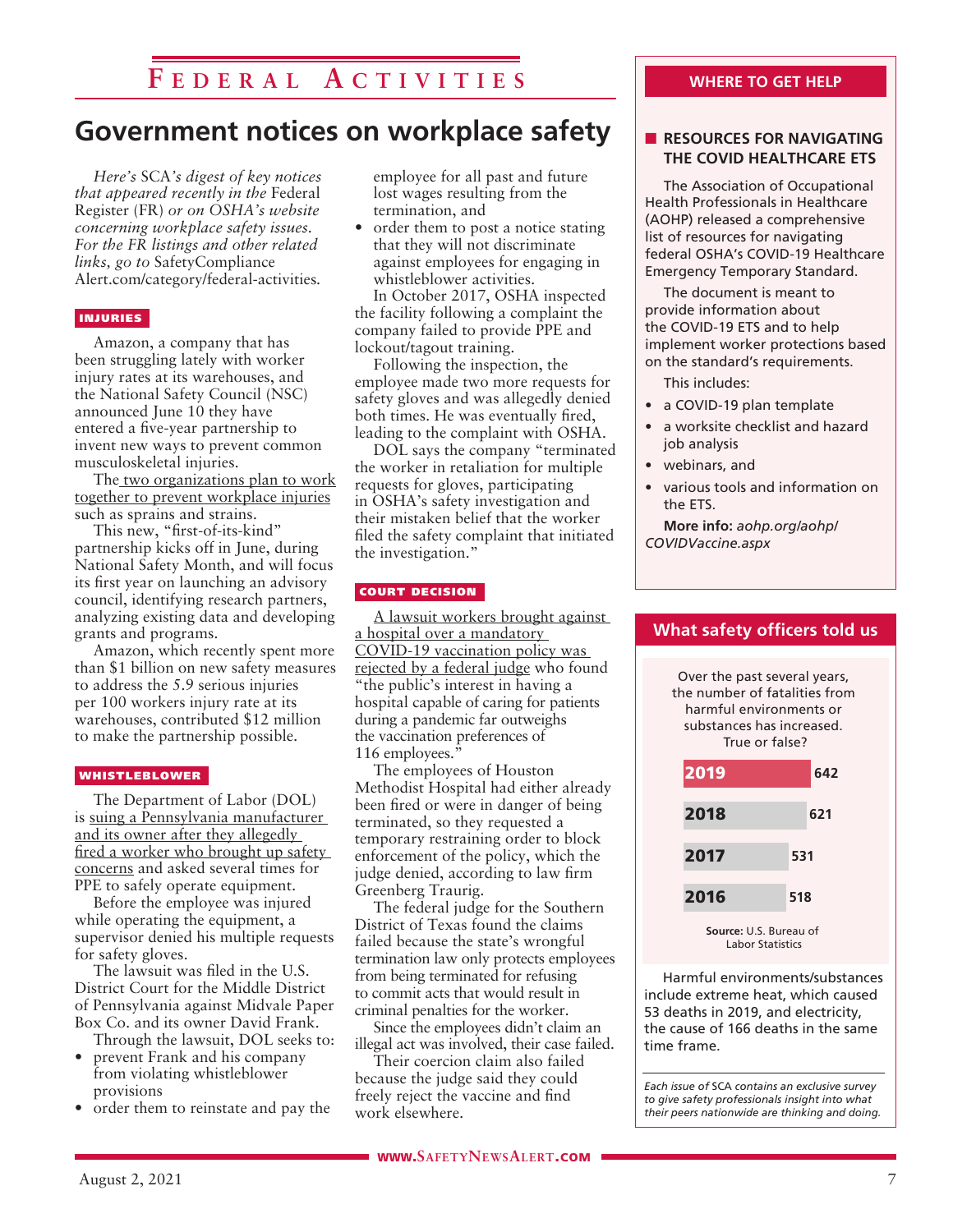# Federal Activities

## Government notices on workplace safety

*Here's* SCA*'s digest of key notices that appeared recently in the* Federal Register (FR) *or on OSHA's website concerning workplace safety issues. For the FR listings and other related links, go to* SafetyCompliance Alert.com/category/federal-activities.

### INJURIES

Amazon, a company that has been struggling lately with worker injury rates at its warehouses, and the National Safety Council (NSC) announced June 10 they have entered a five-year partnership to invent new ways to prevent common musculoskeletal injuries.

The two organizations plan to work together to prevent workplace injuries such as sprains and strains.

This new, "first-of-its-kind" partnership kicks off in June, during National Safety Month, and will focus its first year on launching an advisory council, identifying research partners, analyzing existing data and developing grants and programs.

Amazon, which recently spent more than $1 billion on new safety measures to address the 5.9 serious injuries per 100 workers injury rate at its warehouses, contributed $12 million to make the partnership possible.

### WHISTLEBLOWER

The Department of Labor (DOL) is suing a Pennsylvania manufacturer and its owner after they allegedly fired a worker who brought up safety concerns and asked several times for PPE to safely operate equipment.

Before the employee was injured while operating the equipment, a supervisor denied his multiple requests for safety gloves.

The lawsuit was filed in the U.S. District Court for the Middle District of Pennsylvania against Midvale Paper Box Co. and its owner David Frank.

Through the lawsuit, DOL seeks to:

- prevent Frank and his company from violating whistleblower provisions
- order them to reinstate and pay the employee for all past and future lost wages resulting from the termination, and
- order them to post a notice stating that they will not discriminate against employees for engaging in whistleblower activities.

In October 2017, OSHA inspected the facility following a complaint the company failed to provide PPE and lockout/tagout training.

Following the inspection, the employee made two more requests for safety gloves and was allegedly denied both times. He was eventually fired, leading to the complaint with OSHA.

DOL says the company "terminated the worker in retaliation for multiple requests for gloves, participating in OSHA's safety investigation and their mistaken belief that the worker filed the safety complaint that initiated the investigation."

### COURT DECISION

A lawsuit workers brought against a hospital over a mandatory COVID-19 vaccination policy was rejected by a federal judge who found "the public's interest in having a hospital capable of caring for patients during a pandemic far outweighs the vaccination preferences of 116 employees."

The employees of Houston Methodist Hospital had either already been fired or were in danger of being terminated, so they requested a temporary restraining order to block enforcement of the policy, which the judge denied, according to law firm Greenberg Traurig.

The federal judge for the Southern District of Texas found the claims failed because the state's wrongful termination law only protects employees from being terminated for refusing to commit acts that would result in criminal penalties for the worker.

Since the employees didn't claim an illegal act was involved, their case failed.

Their coercion claim also failed because the judge said they could freely reject the vaccine and find work elsewhere.

---

## WHERE TO GET HELP

### RESOURCES FOR NAVIGATING THE COVID HEALTHCARE ETS

The Association of Occupational Health Professionals in Healthcare (AOHP) released a comprehensive list of resources for navigating federal OSHA's COVID-19 Healthcare Emergency Temporary Standard.

The document is meant to provide information about the COVID-19 ETS and to help implement worker protections based on the standard's requirements.

This includes:

- a COVID-19 plan template
- a worksite checklist and hazard job analysis
- webinars, and
- various tools and information on the ETS.

**More info:** *aohp.org/aohp/COVIDVaccine.aspx*

---

## What safety officers told us

Over the past several years, the number of fatalities from harmful environments or substances has increased. True or false?

| Year | Fatalities |
|---|---|
| 2019 | 642 |
| 2018 | 621 |
| 2017 | 531 |
| 2016 | 518 |

**Source:** U.S. Bureau of Labor Statistics

Harmful environments/substances include extreme heat, which caused 53 deaths in 2019, and electricity, the cause of 166 deaths in the same time frame.

*Each issue of SCA contains an exclusive survey to give safety professionals insight into what their peers nationwide are thinking and doing.*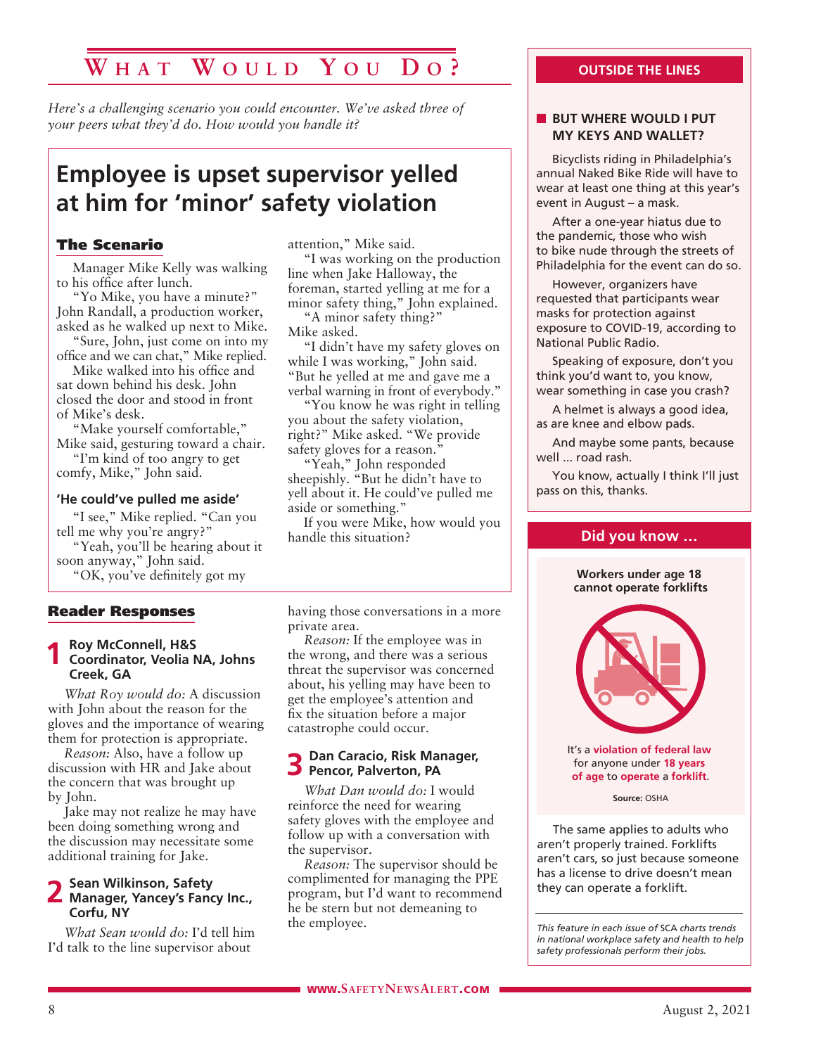# What Would You Do?

*Here's a challenging scenario you could encounter. We've asked three of your peers what they'd do. How would you handle it?*

## Employee is upset supervisor yelled at him for 'minor' safety violation

### The Scenario

Manager Mike Kelly was walking to his office after lunch.

"Yo Mike, you have a minute?" John Randall, a production worker, asked as he walked up next to Mike.

"Sure, John, just come on into my office and we can chat," Mike replied.

Mike walked into his office and sat down behind his desk. John closed the door and stood in front of Mike's desk.

"Make yourself comfortable," Mike said, gesturing toward a chair.

"I'm kind of too angry to get comfy, Mike," John said.

#### 'He could've pulled me aside'

"I see," Mike replied. "Can you tell me why you're angry?"

"Yeah, you'll be hearing about it soon anyway," John said.

"OK, you've definitely got my attention," Mike said.

"I was working on the production line when Jake Halloway, the foreman, started yelling at me for a minor safety thing," John explained.

"A minor safety thing?" Mike asked.

"I didn't have my safety gloves on while I was working," John said. "But he yelled at me and gave me a verbal warning in front of everybody."

"You know he was right in telling you about the safety violation, right?" Mike asked. "We provide safety gloves for a reason."

"Yeah," John responded sheepishly. "But he didn't have to yell about it. He could've pulled me aside or something."

If you were Mike, how would you handle this situation?

### Reader Responses

**1 Roy McConnell, H&S Coordinator, Veolia NA, Johns Creek, GA**

*What Roy would do:* A discussion with John about the reason for the gloves and the importance of wearing them for protection is appropriate.

*Reason:* Also, have a follow up discussion with HR and Jake about the concern that was brought up by John.

Jake may not realize he may have been doing something wrong and the discussion may necessitate some additional training for Jake.

**2 Sean Wilkinson, Safety Manager, Yancey's Fancy Inc., Corfu, NY**

*What Sean would do:* I'd tell him I'd talk to the line supervisor about having those conversations in a more private area.

*Reason:* If the employee was in the wrong, and there was a serious threat the supervisor was concerned about, his yelling may have been to get the employee's attention and fix the situation before a major catastrophe could occur.

**3 Dan Caracio, Risk Manager, Pencor, Palverton, PA**

*What Dan would do:* I would reinforce the need for wearing safety gloves with the employee and follow up with a conversation with the supervisor.

*Reason:* The supervisor should be complimented for managing the PPE program, but I'd want to recommend he be stern but not demeaning to the employee.

---

## OUTSIDE THE LINES

### BUT WHERE WOULD I PUT MY KEYS AND WALLET?

Bicyclists riding in Philadelphia's annual Naked Bike Ride will have to wear at least one thing at this year's event in August – a mask.

After a one-year hiatus due to the pandemic, those who wish to bike nude through the streets of Philadelphia for the event can do so.

However, organizers have requested that participants wear masks for protection against exposure to COVID-19, according to National Public Radio.

Speaking of exposure, don't you think you'd want to, you know, wear something in case you crash?

A helmet is always a good idea, as are knee and elbow pads.

And maybe some pants, because well ... road rash.

You know, actually I think I'll just pass on this, thanks.

## Did you know …

**Workers under age 18 cannot operate forklifts**

It's a **violation of federal law** for anyone under **18 years of age** to **operate** a **forklift**.

**Source:** OSHA

The same applies to adults who aren't properly trained. Forklifts aren't cars, so just because someone has a license to drive doesn't mean they can operate a forklift.

*This feature in each issue of SCA charts trends in national workplace safety and health to help safety professionals perform their jobs.*